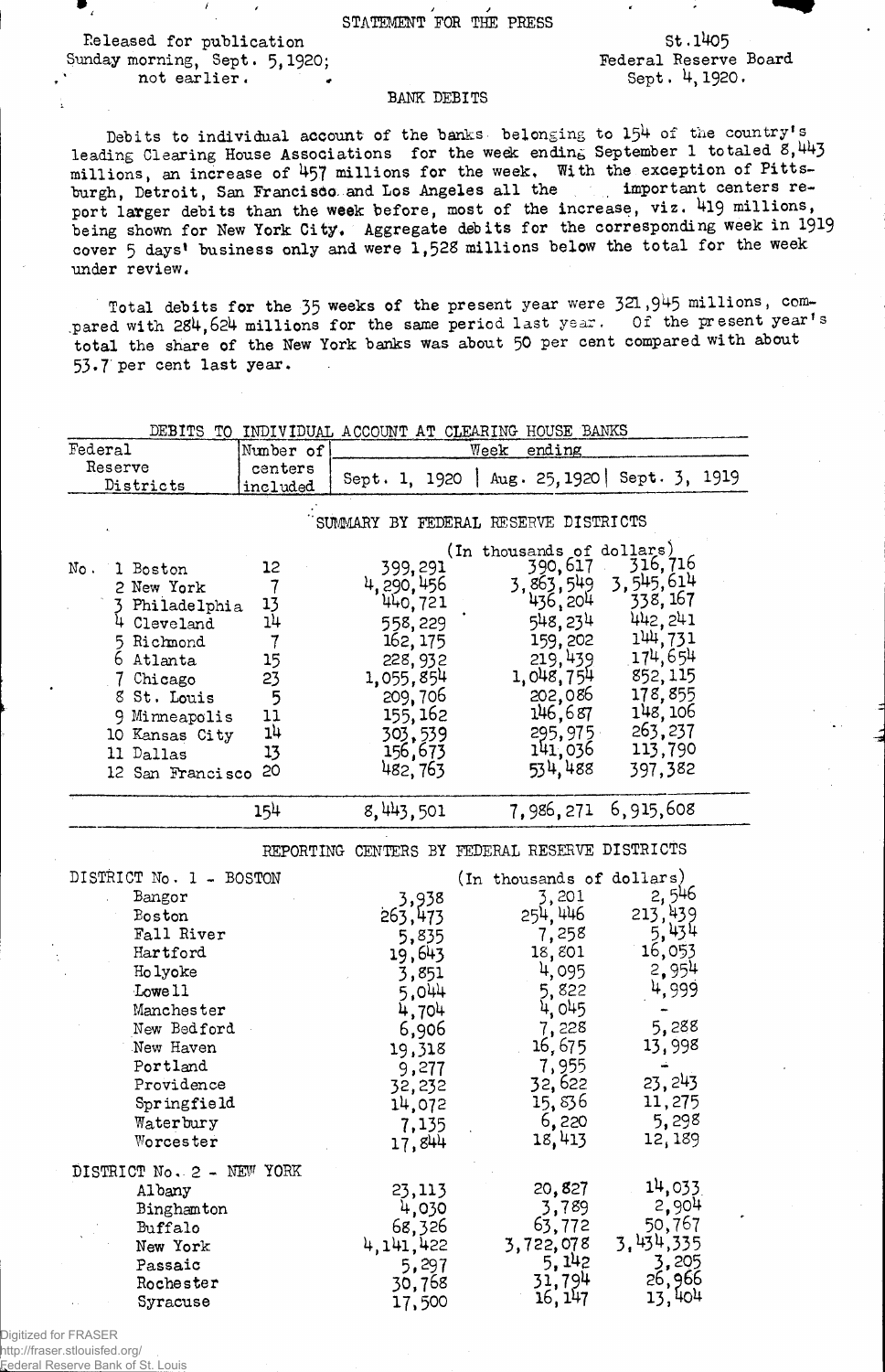STATEMENT FOR THE PRESS

Released for publication Sunday morning, Sept. 5, 1920; not earlier.

St.1405
Federal Reserve Board
Sept. 4, 1920.

## BANK DEBITS

Debits to individual account of the banks belonging to 154 of the country's leading Clearing House Associations for the week ending September 1 totaled 8,443 millions, an increase of 457 millions for the week. With the exception of Pittsburgh, Detroit, San Francisco and Los Angeles all the important centers report larger debits than the week before, most of the increase, viz. 419 millions, being shown for New York City. Aggregate debits for the corresponding week in 1919 cover 5 days' business only and were 1,528 millions below the total for the week under review.

Total debits for the 35 weeks of the present year were 321,945 millions, compared with 284,624 millions for the same period last year. Of the present year's total the share of the New York banks was about 50 per cent compared with about 53.7 per cent last year.

### DEBITS TO INDIVIDUAL ACCOUNT AT CLEARING HOUSE BANKS

| Federal Reserve Districts | Number of centers included | Week ending Sept. 1, 1920 | Aug. 25, 1920 | Sept. 3, 1919 |
|---|---|---|---|---|
| **SUMMARY BY FEDERAL RESERVE DISTRICTS** | | (In thousands of dollars) | | |
| No. 1 Boston | 12 | 399,291 | 390,617 | 316,716 |
| 2 New York | 7 | 4,290,456 | 3,863,549 | 3,545,614 |
| 3 Philadelphia | 13 | 440,721 | 436,204 | 338,167 |
| 4 Cleveland | 14 | 558,229 | 548,234 | 442,241 |
| 5 Richmond | 7 | 162,175 | 159,202 | 144,731 |
| 6 Atlanta | 15 | 228,932 | 219,439 | 174,654 |
| 7 Chicago | 23 | 1,055,854 | 1,048,754 | 852,115 |
| 8 St. Louis | 5 | 209,706 | 202,086 | 178,855 |
| 9 Minneapolis | 11 | 155,162 | 146,687 | 148,106 |
| 10 Kansas City | 14 | 303,539 | 295,975 | 263,237 |
| 11 Dallas | 13 | 156,673 | 141,036 | 113,790 |
| 12 San Francisco | 20 | 482,763 | 534,488 | 397,382 |
| | 154 | 8,443,501 | 7,986,271 | 6,915,608 |
| **REPORTING CENTERS BY FEDERAL RESERVE DISTRICTS** | | (In thousands of dollars) | | |
| DISTRICT No. 1 - BOSTON | | | | |
| Bangor | | 3,938 | 3,201 | 2,546 |
| Boston | | 263,473 | 254,446 | 213,439 |
| Fall River | | 5,835 | 7,258 | 5,434 |
| Hartford | | 19,643 | 18,801 | 16,053 |
| Holyoke | | 3,851 | 4,095 | 2,954 |
| Lowell | | 5,044 | 5,822 | 4,999 |
| Manchester | | 4,704 | 4,045 | - |
| New Bedford | | 6,906 | 7,228 | 5,288 |
| New Haven | | 19,318 | 16,675 | 13,998 |
| Portland | | 9,277 | 7,955 | - |
| Providence | | 32,232 | 32,622 | 23,243 |
| Springfield | | 14,072 | 15,836 | 11,275 |
| Waterbury | | 7,135 | 6,220 | 5,298 |
| Worcester | | 17,844 | 18,413 | 12,189 |
| DISTRICT No. 2 - NEW YORK | | | | |
| Albany | | 23,113 | 20,827 | 14,033 |
| Binghamton | | 4,030 | 3,789 | 2,904 |
| Buffalo | | 68,326 | 63,772 | 50,767 |
| New York | | 4,141,422 | 3,722,078 | 3,434,335 |
| Passaic | | 5,297 | 5,142 | 3,205 |
| Rochester | | 30,768 | 31,794 | 26,966 |
| Syracuse | | 17,500 | 16,147 | 13,404 |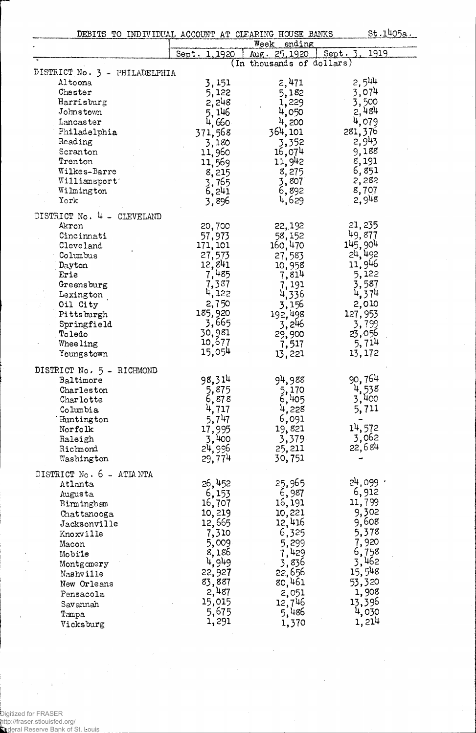DEBITS TO INDIVIDUAL ACCOUNT AT CLEARING HOUSE BANKS St.1405a.

| | Week ending | | |
|---|---|---|---|
| | Sept. 1, 1920 | Aug. 25, 1920 | Sept. 3, 1919 |
| | (In thousands of dollars) | | |
| **DISTRICT No. 3 - PHILADELPHIA** | | | |
| Altoona | 3,151 | 2,471 | 2,544 |
| Chester | 5,122 | 5,182 | 3,074 |
| Harrisburg | 2,248 | 1,229 | 3,500 |
| Johnstown | 5,146 | 4,050 | 2,484 |
| Lancaster | 4,660 | 4,200 | 4,079 |
| Philadelphia | 371,568 | 364,101 | 281,376 |
| Reading | 3,180 | 3,352 | 2,943 |
| Scranton | 11,960 | 16,074 | 9,188 |
| Trenton | 11,569 | 11,942 | 8,191 |
| Wilkes-Barre | 8,215 | 8,275 | 6,851 |
| Williamsport | 3,765 | 3,807 | 2,282 |
| Wilmington | 6,241 | 6,892 | 8,707 |
| York | 3,896 | 4,629 | 2,948 |
| **DISTRICT No. 4 - CLEVELAND** | | | |
| Akron | 20,700 | 22,192 | 21,235 |
| Cincinnati | 57,973 | 58,152 | 49,877 |
| Cleveland | 171,101 | 160,470 | 145,904 |
| Columbus | 27,573 | 27,583 | 24,492 |
| Dayton | 12,841 | 10,958 | 11,946 |
| Erie | 7,485 | 7,814 | 5,122 |
| Greensburg | 7,387 | 7,191 | 3,587 |
| Lexington | 4,122 | 4,336 | 4,374 |
| Oil City | 2,750 | 3,156 | 2,010 |
| Pittsburgh | 185,920 | 192,498 | 127,953 |
| Springfield | 3,665 | 3,246 | 3,799 |
| Toledo | 30,981 | 29,900 | 23,056 |
| Wheeling | 10,677 | 7,517 | 5,714 |
| Youngstown | 15,054 | 13,221 | 13,172 |
| **DISTRICT No. 5 - RICHMOND** | | | |
| Baltimore | 98,314 | 94,988 | 90,764 |
| Charleston | 5,875 | 5,170 | 4,538 |
| Charlotte | 6,878 | 6,405 | 3,400 |
| Columbia | 4,717 | 4,228 | 5,711 |
| Huntington | 5,747 | 6,091 | - |
| Norfolk | 17,995 | 19,821 | 14,572 |
| Raleigh | 3,400 | 3,379 | 3,062 |
| Richmond | 24,996 | 25,211 | 22,684 |
| Washington | 29,774 | 30,751 | - |
| **DISTRICT No. 6 - ATLANTA** | | | |
| Atlanta | 26,452 | 25,965 | 24,099 |
| Augusta | 6,153 | 6,987 | 6,912 |
| Birmingham | 16,707 | 16,191 | 11,799 |
| Chattanooga | 10,219 | 10,221 | 9,302 |
| Jacksonville | 12,665 | 12,416 | 9,608 |
| Knoxville | 7,310 | 6,325 | 5,378 |
| Macon | 5,009 | 5,299 | 7,920 |
| Mobile | 8,186 | 7,429 | 6,758 |
| Montgomery | 4,949 | 3,836 | 3,462 |
| Nashville | 22,927 | 22,656 | 15,548 |
| New Orleans | 83,887 | 80,461 | 53,320 |
| Pensacola | 2,487 | 2,051 | 1,908 |
| Savannah | 15,015 | 12,746 | 13,396 |
| Tampa | 5,675 | 5,486 | 4,030 |
| Vicksburg | 1,291 | 1,370 | 1,214 |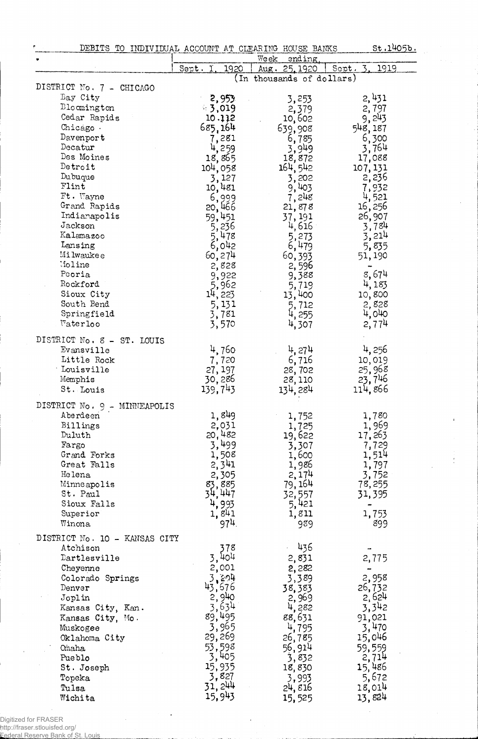DEBITS TO INDIVIDUAL ACCOUNT AT CLEARING HOUSE BANKS St.1405b.

| | Week ending | | |
|---|---|---|---|
| | Sept. 1, 1920 | Aug. 25, 1920 | Sept. 3, 1919 |
| | (In thousands of dollars) | | |
| DISTRICT No. 7 - CHICAGO | | | |
| Bay City | 2,953 | 3,253 | 2,431 |
| Bloomington | 3,019 | 2,379 | 2,797 |
| Cedar Rapids | 10,112 | 10,602 | 9,243 |
| Chicago | 685,164 | 639,908 | 548,187 |
| Davenport | 7,281 | 6,785 | 6,300 |
| Decatur | 4,259 | 3,949 | 3,764 |
| Des Moines | 18,865 | 18,872 | 17,088 |
| Detroit | 104,058 | 164,542 | 107,131 |
| Dubuque | 3,127 | 3,202 | 2,236 |
| Flint | 10,481 | 9,403 | 7,932 |
| Ft. Wayne | 6,999 | 7,248 | 4,521 |
| Grand Rapids | 20,466 | 21,878 | 16,256 |
| Indianapolis | 59,451 | 37,191 | 26,907 |
| Jackson | 5,236 | 4,616 | 3,784 |
| Kalamazoo | 5,478 | 5,273 | 3,214 |
| Lansing | 6,042 | 6,479 | 5,835 |
| Milwaukee | 60,274 | 60,393 | 51,190 |
| Moline | 2,828 | 2,596 | - |
| Peoria | 9,922 | 9,388 | 8,674 |
| Rockford | 5,962 | 5,719 | 4,183 |
| Sioux City | 14,223 | 13,400 | 10,800 |
| South Bend | 5,131 | 5,712 | 2,828 |
| Springfield | 3,781 | 4,255 | 4,040 |
| Waterloo | 3,570 | 4,307 | 2,774 |
| DISTRICT No. 8 - ST. LOUIS | | | |
| Evansville | 4,760 | 4,274 | 4,256 |
| Little Rock | 7,720 | 6,716 | 10,019 |
| Louisville | 27,197 | 28,702 | 25,968 |
| Memphis | 30,286 | 28,110 | 23,746 |
| St. Louis | 139,743 | 134,284 | 114,866 |
| DISTRICT No. 9 - MINNEAPOLIS | | | |
| Aberdeen | 1,849 | 1,752 | 1,780 |
| Billings | 2,031 | 1,725 | 1,969 |
| Duluth | 20,482 | 19,622 | 17,263 |
| Fargo | 3,499 | 3,307 | 7,729 |
| Grand Forks | 1,508 | 1,600 | 1,514 |
| Great Falls | 2,341 | 1,986 | 1,797 |
| Helena | 2,305 | 2,174 | 3,752 |
| Minneapolis | 83,885 | 79,164 | 78,255 |
| St. Paul | 34,447 | 32,557 | 31,395 |
| Sioux Falls | 4,993 | 5,421 | - |
| Superior | 1,841 | 1,811 | 1,753 |
| Winona | 974 | 989 | 899 |
| DISTRICT No. 10 - KANSAS CITY | | | |
| Atchison | 378 | 436 | - |
| Bartlesville | 3,404 | 2,831 | 2,775 |
| Cheyenne | 2,001 | 2,282 | - |
| Colorado Springs | 3,204 | 3,389 | 2,958 |
| Denver | 43,676 | 38,383 | 26,732 |
| Joplin | 2,940 | 2,969 | 2,624 |
| Kansas City, Kan. | 3,634 | 4,282 | 3,342 |
| Kansas City, Mo. | 89,495 | 88,631 | 91,021 |
| Muskogee | 3,965 | 4,795 | 3,470 |
| Oklahoma City | 29,269 | 26,785 | 15,046 |
| Omaha | 53,598 | 56,914 | 59,559 |
| Pueblo | 3,405 | 3,832 | 2,714 |
| St. Joseph | 15,935 | 18,830 | 15,486 |
| Topeka | 3,827 | 3,993 | 5,672 |
| Tulsa | 31,244 | 24,816 | 18,014 |
| Wichita | 15,943 | 15,525 | 13,824 |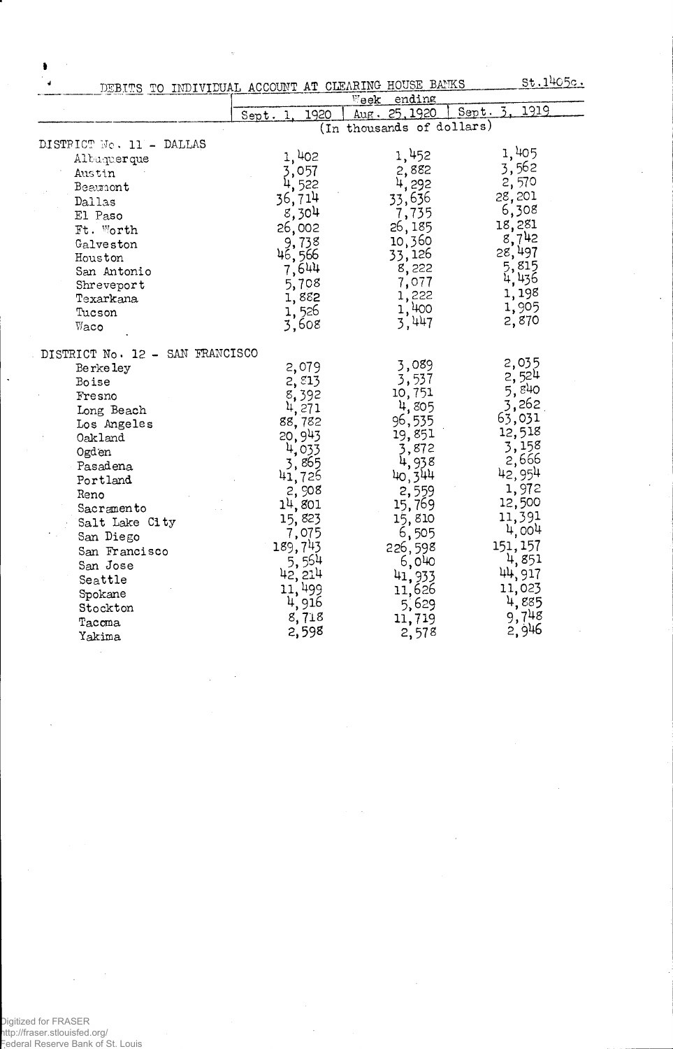St.1405c.

DEBITS TO INDIVIDUAL ACCOUNT AT CLEARING HOUSE BANKS

| | Week ending | | |
|---|---|---|---|
| | Sept. 1, 1920 | Aug. 25, 1920 | Sept. 3, 1919 |
| | (In thousands of dollars) | | |
| DISTRICT No. 11 - DALLAS | | | |
| Albuquerque | 1,402 | 1,452 | 1,405 |
| Austin | 3,057 | 2,882 | 3,562 |
| Beaumont | 4,522 | 4,292 | 2,570 |
| Dallas | 36,714 | 33,636 | 28,201 |
| El Paso | 8,304 | 7,735 | 6,308 |
| Ft. Worth | 26,002 | 26,185 | 18,281 |
| Galveston | 9,738 | 10,360 | 8,742 |
| Houston | 46,566 | 33,126 | 28,497 |
| San Antonio | 7,644 | 8,222 | 5,815 |
| Shreveport | 5,708 | 7,077 | 4,436 |
| Texarkana | 1,882 | 1,222 | 1,198 |
| Tucson | 1,526 | 1,400 | 1,905 |
| Waco | 3,608 | 3,447 | 2,870 |
| DISTRICT No. 12 - SAN FRANCISCO | | | |
| Berkeley | 2,079 | 3,089 | 2,035 |
| Boise | 2,813 | 3,537 | 2,524 |
| Fresno | 8,392 | 10,751 | 5,840 |
| Long Beach | 4,271 | 4,805 | 3,262 |
| Los Angeles | 88,782 | 96,535 | 63,031 |
| Oakland | 20,943 | 19,851 | 12,518 |
| Ogden | 4,033 | 3,872 | 3,158 |
| Pasadena | 3,865 | 4,938 | 2,666 |
| Portland | 41,726 | 40,344 | 42,954 |
| Reno | 2,908 | 2,559 | 1,972 |
| Sacramento | 14,801 | 15,769 | 12,500 |
| Salt Lake City | 15,823 | 15,810 | 11,391 |
| San Diego | 7,075 | 6,505 | 4,004 |
| San Francisco | 189,743 | 226,598 | 151,157 |
| San Jose | 5,564 | 6,040 | 4,851 |
| Seattle | 42,214 | 41,933 | 44,917 |
| Spokane | 11,499 | 11,626 | 11,023 |
| Stockton | 4,916 | 5,629 | 4,885 |
| Tacoma | 8,718 | 11,719 | 9,748 |
| Yakima | 2,598 | 2,578 | 2,946 |